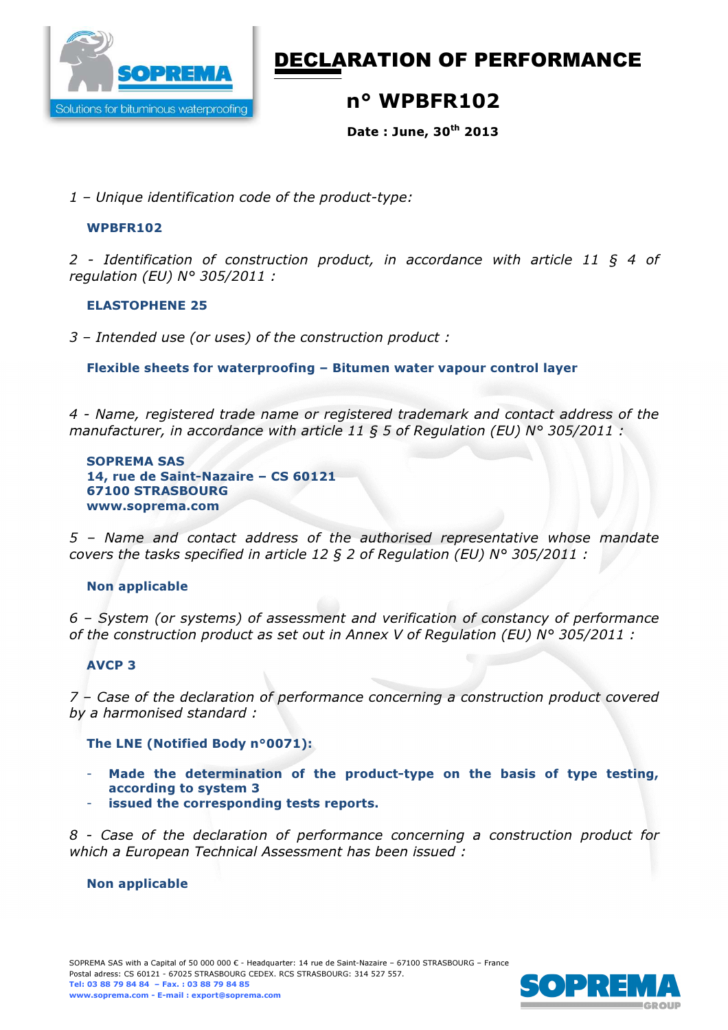# DECLARATION OF PERFORMANCE

## n° WPBFR102

**Date : June, 30th 2013**

*1 – Unique identification code of the product-type:*

**WPBFR102**

*2 - Identification of construction product, in accordance with article 11 § 4 of regulation (EU) N° 305/2011 :*

**ELASTOPHENE 25**

*3 – Intended use (or uses) of the construction product :*

**Flexible sheets for waterproofing – Bitumen water vapour control layer**

*4 - Name, registered trade name or registered trademark and contact address of the manufacturer, in accordance with article 11 § 5 of Regulation (EU) N° 305/2011 :*

**SOPREMA SAS**
**14, rue de Saint-Nazaire – CS 60121**
**67100 STRASBOURG**
**www.soprema.com**

*5 – Name and contact address of the authorised representative whose mandate covers the tasks specified in article 12 § 2 of Regulation (EU) N° 305/2011 :*

**Non applicable**

*6 – System (or systems) of assessment and verification of constancy of performance of the construction product as set out in Annex V of Regulation (EU) N° 305/2011 :*

**AVCP 3**

*7 – Case of the declaration of performance concerning a construction product covered by a harmonised standard :*

**The LNE (Notified Body n°0071):**

- **Made the determination of the product-type on the basis of type testing, according to system 3**
- **issued the corresponding tests reports.**

*8 - Case of the declaration of performance concerning a construction product for which a European Technical Assessment has been issued :*

**Non applicable**

SOPREMA SAS with a Capital of 50 000 000 € - Headquarter: 14 rue de Saint-Nazaire – 67100 STRASBOURG – France
Postal adress: CS 60121 - 67025 STRASBOURG CEDEX. RCS STRASBOURG: 314 527 557.
**Tel: 03 88 79 84 84 – Fax. : 03 88 79 84 85**
**www.soprema.com - E-mail : export@soprema.com**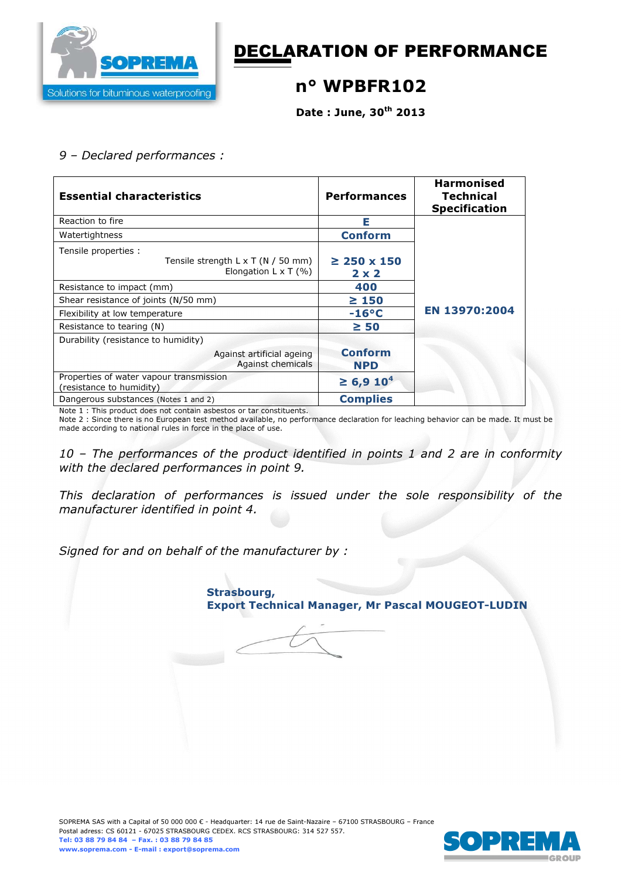# DECLARATION OF PERFORMANCE

## n° WPBFR102

**Date : June, 30th 2013**

*9 – Declared performances :*

| Essential characteristics | Performances | Harmonised Technical Specification |
|---|---|---|
| Reaction to fire | **E** | **EN 13970:2004** |
| Watertightness | **Conform** | |
| Tensile properties : Tensile strength L x T (N / 50 mm) Elongation L x T (%) | **≥ 250 x 150** **2 x 2** | |
| Resistance to impact (mm) | **400** | |
| Shear resistance of joints (N/50 mm) | **≥ 150** | |
| Flexibility at low temperature | **-16°C** | |
| Resistance to tearing (N) | **≥ 50** | |
| Durability (resistance to humidity) Against artificial ageing Against chemicals | **Conform** **NPD** | |
| Properties of water vapour transmission (resistance to humidity) | **≥ 6,9 $10^4$** | |
| Dangerous substances (Notes 1 and 2) | **Complies** | |

Note 1 : This product does not contain asbestos or tar constituents.
Note 2 : Since there is no European test method available, no performance declaration for leaching behavior can be made. It must be made according to national rules in force in the place of use.

*10 – The performances of the product identified in points 1 and 2 are in conformity with the declared performances in point 9.*

*This declaration of performances is issued under the sole responsibility of the manufacturer identified in point 4.*

*Signed for and on behalf of the manufacturer by :*

**Strasbourg,**
**Export Technical Manager, Mr Pascal MOUGEOT-LUDIN**

SOPREMA SAS with a Capital of 50 000 000 € - Headquarter: 14 rue de Saint-Nazaire – 67100 STRASBOURG – France
Postal adress: CS 60121 - 67025 STRASBOURG CEDEX. RCS STRASBOURG: 314 527 557.
**Tel: 03 88 79 84 84 – Fax. : 03 88 79 84 85**
**www.soprema.com - E-mail : export@soprema.com**